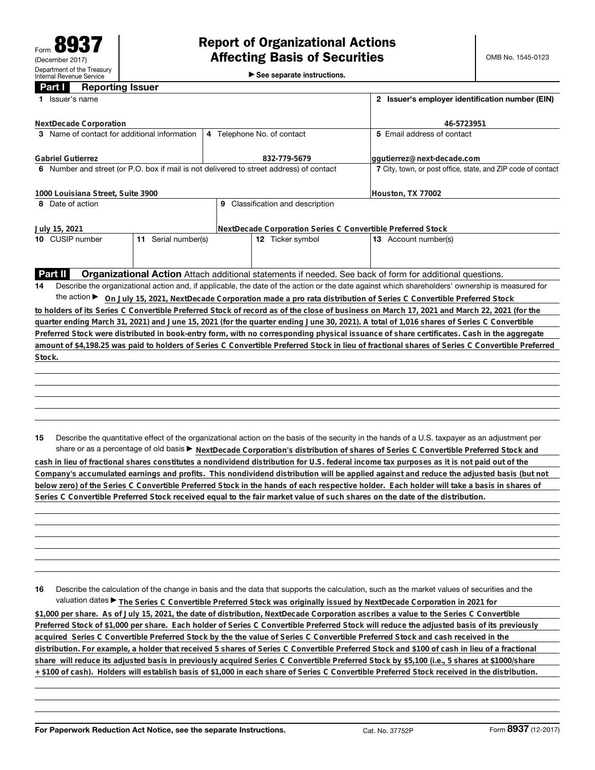Form **8937**
(December 2017)
Department of the Treasury
Internal Revenue Service

# Report of Organizational Actions Affecting Basis of Securities

▶ See separate instructions.

OMB No. 1545-0123

## Part I Reporting Issuer

| 1 Issuer's name | | | 2 Issuer's employer identification number (EIN) |
|---|---|---|---|
| NextDecade Corporation | | | 46-5723951 |
| 3 Name of contact for additional information | 4 Telephone No. of contact | | 5 Email address of contact |
| Gabriel Gutierrez | 832-779-5679 | | ggutierrez@next-decade.com |
| 6 Number and street (or P.O. box if mail is not delivered to street address) of contact | | | 7 City, town, or post office, state, and ZIP code of contact |
| 1000 Louisiana Street, Suite 3900 | | | Houston, TX 77002 |
| 8 Date of action | 9 Classification and description | | |
| July 15, 2021 | NextDecade Corporation Series C Convertible Preferred Stock | | |
| 10 CUSIP number | 11 Serial number(s) | 12 Ticker symbol | 13 Account number(s) |
| | | | |

## Part II Organizational Action

Attach additional statements if needed. See back of form for additional questions.

**14** Describe the organizational action and, if applicable, the date of the action or the date against which shareholders' ownership is measured for the action ▶ On July 15, 2021, NextDecade Corporation made a pro rata distribution of Series C Convertible Preferred Stock to holders of its Series C Convertible Preferred Stock of record as of the close of business on March 17, 2021 and March 22, 2021 (for the quarter ending March 31, 2021) and June 15, 2021 (for the quarter ending June 30, 2021). A total of 1,016 shares of Series C Convertible Preferred Stock were distributed in book-entry form, with no corresponding physical issuance of share certificates. Cash in the aggregate amount of $4,198.25 was paid to holders of Series C Convertible Preferred Stock in lieu of fractional shares of Series C Convertible Preferred Stock.

**15** Describe the quantitative effect of the organizational action on the basis of the security in the hands of a U.S. taxpayer as an adjustment per share or as a percentage of old basis ▶ NextDecade Corporation's distribution of shares of Series C Convertible Preferred Stock and cash in lieu of fractional shares constitutes a nondividend distribution for U.S. federal income tax purposes as it is not paid out of the Company's accumulated earnings and profits. This nondividend distribution will be applied against and reduce the adjusted basis (but not below zero) of the Series C Convertible Preferred Stock in the hands of each respective holder. Each holder will take a basis in shares of Series C Convertible Preferred Stock received equal to the fair market value of such shares on the date of the distribution.

**16** Describe the calculation of the change in basis and the data that supports the calculation, such as the market values of securities and the valuation dates ▶ The Series C Convertible Preferred Stock was originally issued by NextDecade Corporation in 2021 for $1,000 per share. As of July 15, 2021, the date of distribution, NextDecade Corporation ascribes a value to the Series C Convertible Preferred Stock of $1,000 per share. Each holder of Series C Convertible Preferred Stock will reduce the adjusted basis of its previously acquired Series C Convertible Preferred Stock by the the value of Series C Convertible Preferred Stock and cash received in the distribution. For example, a holder that received 5 shares of Series C Convertible Preferred Stock and $100 of cash in lieu of a fractional share will reduce its adjusted basis in previously acquired Series C Convertible Preferred Stock by $5,100 (i.e., 5 shares at $1000/share + $100 of cash). Holders will establish basis of $1,000 in each share of Series C Convertible Preferred Stock received in the distribution.

For Paperwork Reduction Act Notice, see the separate Instructions. Cat. No. 37752P Form **8937** (12-2017)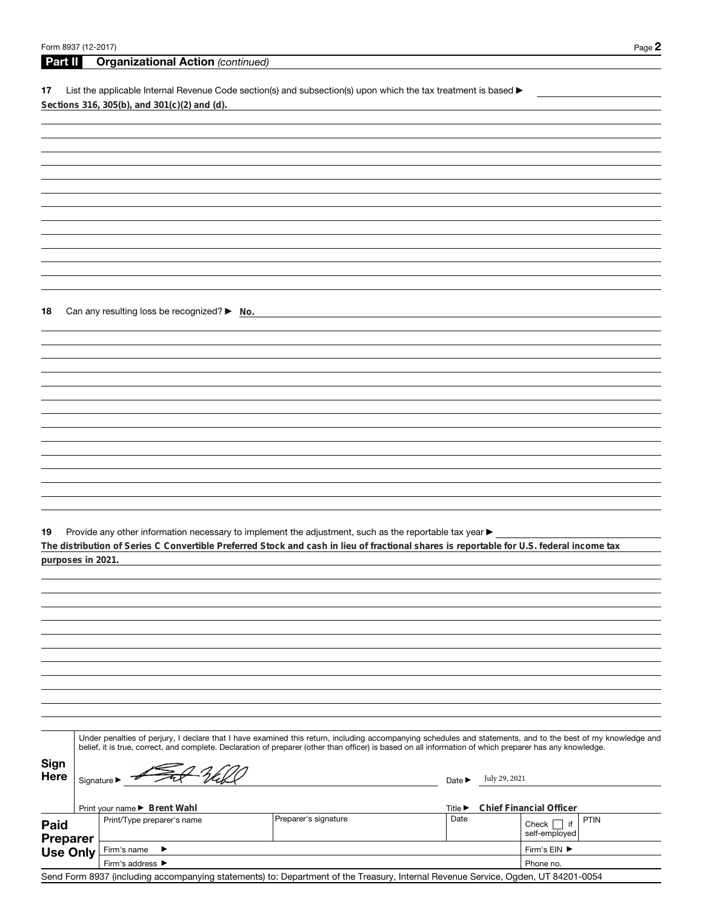## Part II Organizational Action *(continued)*

**17** List the applicable Internal Revenue Code section(s) and subsection(s) upon which the tax treatment is based ▶

**Sections 316, 305(b), and 301(c)(2) and (d).**

**18** Can any resulting loss be recognized? ▶ **No.**

**19** Provide any other information necessary to implement the adjustment, such as the reportable tax year ▶

**The distribution of Series C Convertible Preferred Stock and cash in lieu of fractional shares is reportable for U.S. federal income tax purposes in 2021.**

**Sign Here**

Under penalties of perjury, I declare that I have examined this return, including accompanying schedules and statements, and to the best of my knowledge and belief, it is true, correct, and complete. Declaration of preparer (other than officer) is based on all information of which preparer has any knowledge.

Signature ▶ [signature] Date ▶ July 29, 2021

Print your name ▶ **Brent Wahl** Title ▶ **Chief Financial Officer**

| Paid Preparer Use Only | | | | | |
|---|---|---|---|---|---|
| Print/Type preparer's name | Preparer's signature | Date | Check ☐ if self-employed | PTIN |
| Firm's name ▶ | | | Firm's EIN ▶ | |
| Firm's address ▶ | | | Phone no. | |

Send Form 8937 (including accompanying statements) to: Department of the Treasury, Internal Revenue Service, Ogden, UT 84201-0054